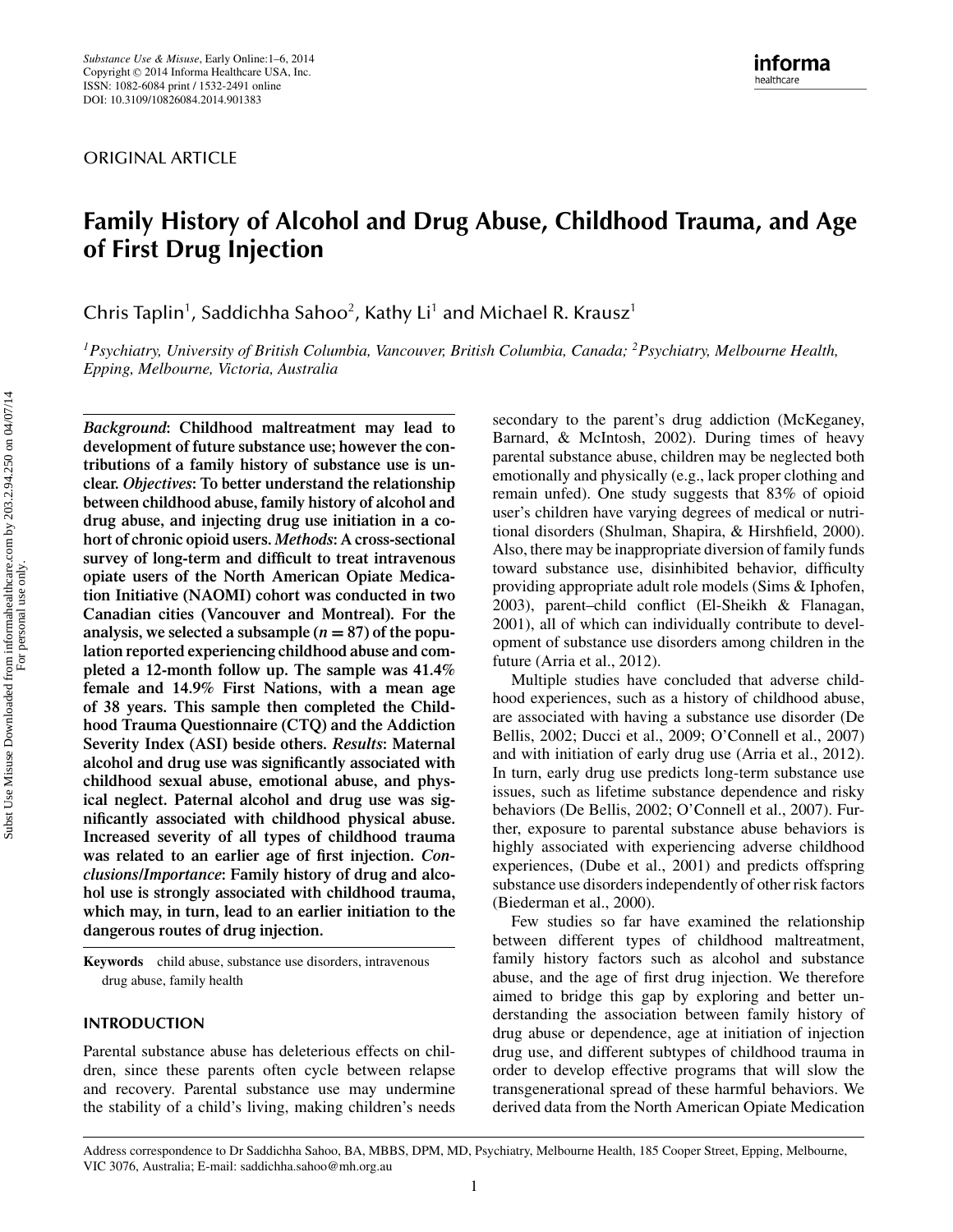ORIGINAL ARTICLE

# Family History of Alcohol and Drug Abuse, Childhood Trauma, and Age of First Drug Injection

Chris Taplin[1], Saddichha Sahoo[2], Kathy Li[1] and Michael R. Krausz[1]

[1]*Psychiatry, University of British Columbia, Vancouver, British Columbia, Canada;* [2]*Psychiatry, Melbourne Health, Epping, Melbourne, Victoria, Australia*

***Background*: Childhood maltreatment may lead to development of future substance use; however the contributions of a family history of substance use is unclear. *Objectives*: To better understand the relationship between childhood abuse, family history of alcohol and drug abuse, and injecting drug use initiation in a cohort of chronic opioid users. *Methods*: A cross-sectional survey of long-term and difficult to treat intravenous opiate users of the North American Opiate Medication Initiative (NAOMI) cohort was conducted in two Canadian cities (Vancouver and Montreal). For the analysis, we selected a subsample ($n = 87$) of the population reported experiencing childhood abuse and completed a 12-month follow up. The sample was 41.4% female and 14.9% First Nations, with a mean age of 38 years. This sample then completed the Childhood Trauma Questionnaire (CTQ) and the Addiction Severity Index (ASI) beside others. *Results*: Maternal alcohol and drug use was significantly associated with childhood sexual abuse, emotional abuse, and physical neglect. Paternal alcohol and drug use was significantly associated with childhood physical abuse. Increased severity of all types of childhood trauma was related to an earlier age of first injection. *Conclusions/Importance*: Family history of drug and alcohol use is strongly associated with childhood trauma, which may, in turn, lead to an earlier initiation to the dangerous routes of drug injection.**

**Keywords** child abuse, substance use disorders, intravenous drug abuse, family health

## INTRODUCTION

Parental substance abuse has deleterious effects on children, since these parents often cycle between relapse and recovery. Parental substance use may undermine the stability of a child's living, making children's needs secondary to the parent's drug addiction (McKeganey, Barnard, & McIntosh, 2002). During times of heavy parental substance abuse, children may be neglected both emotionally and physically (e.g., lack proper clothing and remain unfed). One study suggests that 83% of opioid user's children have varying degrees of medical or nutritional disorders (Shulman, Shapira, & Hirshfield, 2000). Also, there may be inappropriate diversion of family funds toward substance use, disinhibited behavior, difficulty providing appropriate adult role models (Sims & Iphofen, 2003), parent–child conflict (El-Sheikh & Flanagan, 2001), all of which can individually contribute to development of substance use disorders among children in the future (Arria et al., 2012).

Multiple studies have concluded that adverse childhood experiences, such as a history of childhood abuse, are associated with having a substance use disorder (De Bellis, 2002; Ducci et al., 2009; O'Connell et al., 2007) and with initiation of early drug use (Arria et al., 2012). In turn, early drug use predicts long-term substance use issues, such as lifetime substance dependence and risky behaviors (De Bellis, 2002; O'Connell et al., 2007). Further, exposure to parental substance abuse behaviors is highly associated with experiencing adverse childhood experiences, (Dube et al., 2001) and predicts offspring substance use disorders independently of other risk factors (Biederman et al., 2000).

Few studies so far have examined the relationship between different types of childhood maltreatment, family history factors such as alcohol and substance abuse, and the age of first drug injection. We therefore aimed to bridge this gap by exploring and better understanding the association between family history of drug abuse or dependence, age at initiation of injection drug use, and different subtypes of childhood trauma in order to develop effective programs that will slow the transgenerational spread of these harmful behaviors. We derived data from the North American Opiate Medication

Address correspondence to Dr Saddichha Sahoo, BA, MBBS, DPM, MD, Psychiatry, Melbourne Health, 185 Cooper Street, Epping, Melbourne, VIC 3076, Australia; E-mail: saddichha.sahoo@mh.org.au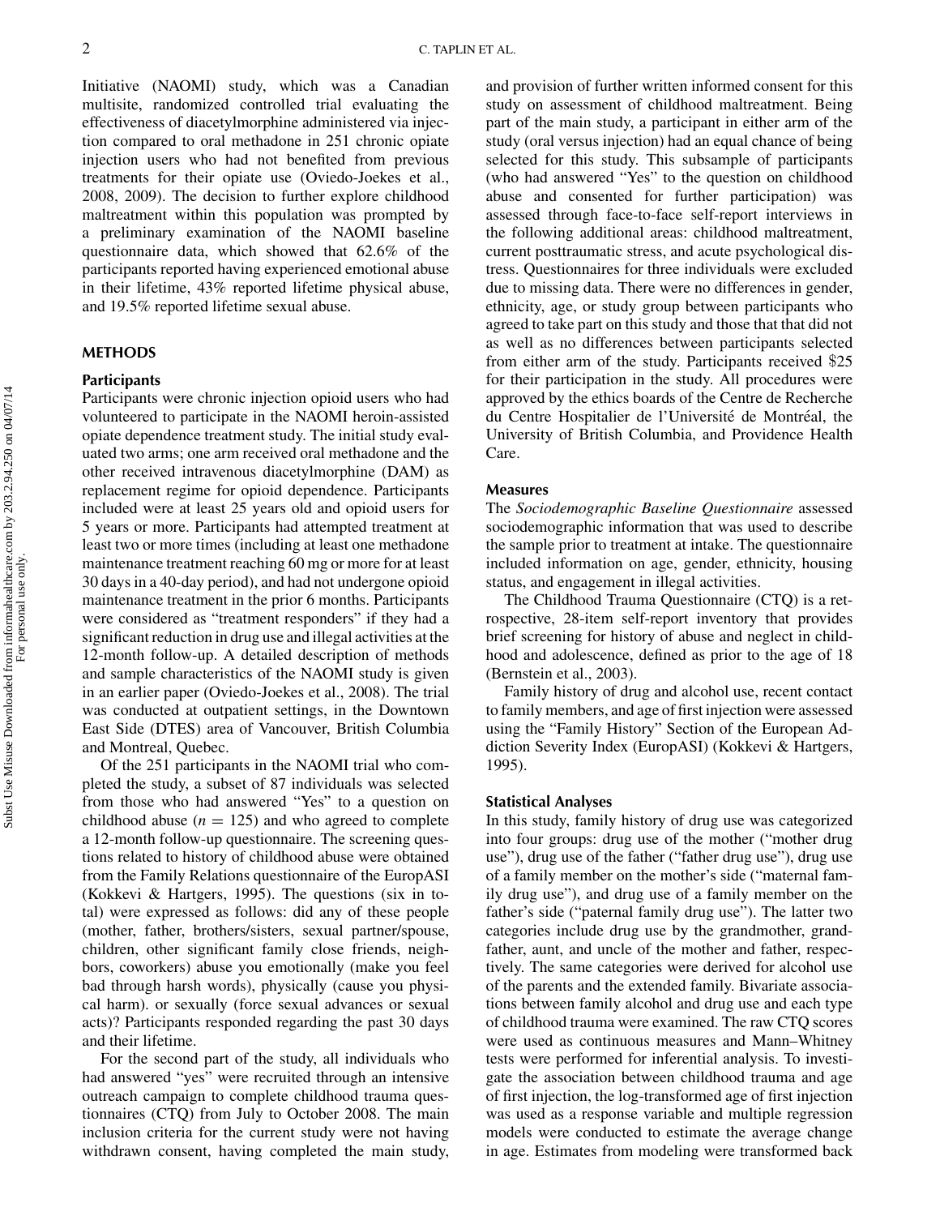Initiative (NAOMI) study, which was a Canadian multisite, randomized controlled trial evaluating the effectiveness of diacetylmorphine administered via injection compared to oral methadone in 251 chronic opiate injection users who had not benefited from previous treatments for their opiate use (Oviedo-Joekes et al., 2008, 2009). The decision to further explore childhood maltreatment within this population was prompted by a preliminary examination of the NAOMI baseline questionnaire data, which showed that 62.6% of the participants reported having experienced emotional abuse in their lifetime, 43% reported lifetime physical abuse, and 19.5% reported lifetime sexual abuse.

## METHODS

### Participants

Participants were chronic injection opioid users who had volunteered to participate in the NAOMI heroin-assisted opiate dependence treatment study. The initial study evaluated two arms; one arm received oral methadone and the other received intravenous diacetylmorphine (DAM) as replacement regime for opioid dependence. Participants included were at least 25 years old and opioid users for 5 years or more. Participants had attempted treatment at least two or more times (including at least one methadone maintenance treatment reaching 60 mg or more for at least 30 days in a 40-day period), and had not undergone opioid maintenance treatment in the prior 6 months. Participants were considered as "treatment responders" if they had a significant reduction in drug use and illegal activities at the 12-month follow-up. A detailed description of methods and sample characteristics of the NAOMI study is given in an earlier paper (Oviedo-Joekes et al., 2008). The trial was conducted at outpatient settings, in the Downtown East Side (DTES) area of Vancouver, British Columbia and Montreal, Quebec.

Of the 251 participants in the NAOMI trial who completed the study, a subset of 87 individuals was selected from those who had answered "Yes" to a question on childhood abuse ($n = 125$) and who agreed to complete a 12-month follow-up questionnaire. The screening questions related to history of childhood abuse were obtained from the Family Relations questionnaire of the EuropASI (Kokkevi & Hartgers, 1995). The questions (six in total) were expressed as follows: did any of these people (mother, father, brothers/sisters, sexual partner/spouse, children, other significant family close friends, neighbors, coworkers) abuse you emotionally (make you feel bad through harsh words), physically (cause you physical harm). or sexually (force sexual advances or sexual acts)? Participants responded regarding the past 30 days and their lifetime.

For the second part of the study, all individuals who had answered "yes" were recruited through an intensive outreach campaign to complete childhood trauma questionnaires (CTQ) from July to October 2008. The main inclusion criteria for the current study were not having withdrawn consent, having completed the main study, and provision of further written informed consent for this study on assessment of childhood maltreatment. Being part of the main study, a participant in either arm of the study (oral versus injection) had an equal chance of being selected for this study. This subsample of participants (who had answered "Yes" to the question on childhood abuse and consented for further participation) was assessed through face-to-face self-report interviews in the following additional areas: childhood maltreatment, current posttraumatic stress, and acute psychological distress. Questionnaires for three individuals were excluded due to missing data. There were no differences in gender, ethnicity, age, or study group between participants who agreed to take part on this study and those that did not as well as no differences between participants selected from either arm of the study. Participants received \$25 for their participation in the study. All procedures were approved by the ethics boards of the Centre de Recherche du Centre Hospitalier de l'Université de Montréal, the University of British Columbia, and Providence Health Care.

### Measures

The *Sociodemographic Baseline Questionnaire* assessed sociodemographic information that was used to describe the sample prior to treatment at intake. The questionnaire included information on age, gender, ethnicity, housing status, and engagement in illegal activities.

The Childhood Trauma Questionnaire (CTQ) is a retrospective, 28-item self-report inventory that provides brief screening for history of abuse and neglect in childhood and adolescence, defined as prior to the age of 18 (Bernstein et al., 2003).

Family history of drug and alcohol use, recent contact to family members, and age of first injection were assessed using the "Family History" Section of the European Addiction Severity Index (EuropASI) (Kokkevi & Hartgers, 1995).

### Statistical Analyses

In this study, family history of drug use was categorized into four groups: drug use of the mother ("mother drug use"), drug use of the father ("father drug use"), drug use of a family member on the mother's side ("maternal family drug use"), and drug use of a family member on the father's side ("paternal family drug use"). The latter two categories include drug use by the grandmother, grandfather, aunt, and uncle of the mother and father, respectively. The same categories were derived for alcohol use of the parents and the extended family. Bivariate associations between family alcohol and drug use and each type of childhood trauma were examined. The raw CTQ scores were used as continuous measures and Mann–Whitney tests were performed for inferential analysis. To investigate the association between childhood trauma and age of first injection, the log-transformed age of first injection was used as a response variable and multiple regression models were conducted to estimate the average change in age. Estimates from modeling were transformed back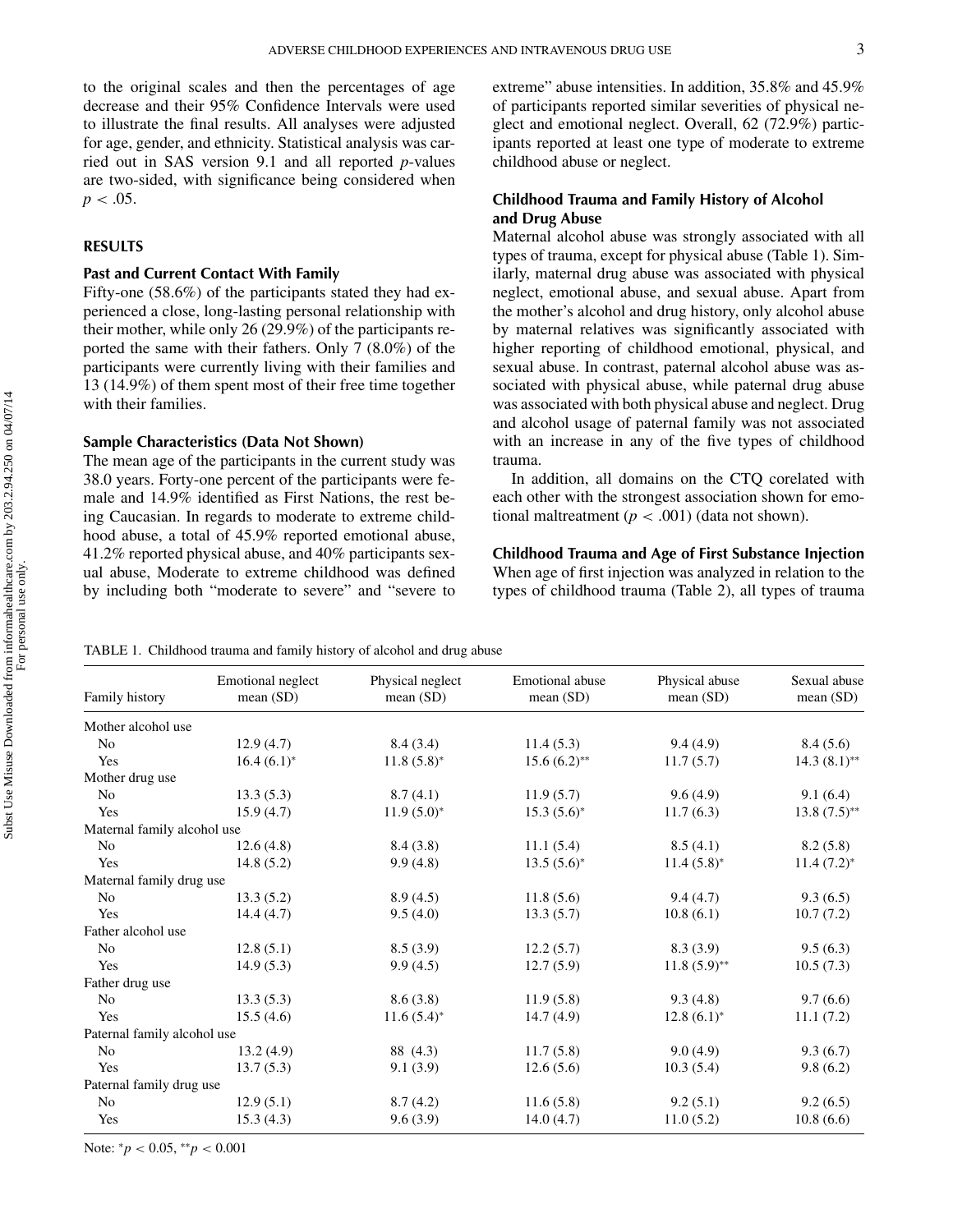to the original scales and then the percentages of age decrease and their 95% Confidence Intervals were used to illustrate the final results. All analyses were adjusted for age, gender, and ethnicity. Statistical analysis was carried out in SAS version 9.1 and all reported *p*-values are two-sided, with significance being considered when $p < .05$.

## RESULTS

### Past and Current Contact With Family

Fifty-one (58.6%) of the participants stated they had experienced a close, long-lasting personal relationship with their mother, while only 26 (29.9%) of the participants reported the same with their fathers. Only 7 (8.0%) of the participants were currently living with their families and 13 (14.9%) of them spent most of their free time together with their families.

### Sample Characteristics (Data Not Shown)

The mean age of the participants in the current study was 38.0 years. Forty-one percent of the participants were female and 14.9% identified as First Nations, the rest being Caucasian. In regards to moderate to extreme childhood abuse, a total of 45.9% reported emotional abuse, 41.2% reported physical abuse, and 40% participants sexual abuse, Moderate to extreme childhood was defined by including both "moderate to severe" and "severe to extreme" abuse intensities. In addition, 35.8% and 45.9% of participants reported similar severities of physical neglect and emotional neglect. Overall, 62 (72.9%) participants reported at least one type of moderate to extreme childhood abuse or neglect.

### Childhood Trauma and Family History of Alcohol and Drug Abuse

Maternal alcohol abuse was strongly associated with all types of trauma, except for physical abuse (Table 1). Similarly, maternal drug abuse was associated with physical neglect, emotional abuse, and sexual abuse. Apart from the mother's alcohol and drug history, only alcohol abuse by maternal relatives was significantly associated with higher reporting of childhood emotional, physical, and sexual abuse. In contrast, paternal alcohol abuse was associated with physical abuse, while paternal drug abuse was associated with both physical abuse and neglect. Drug and alcohol usage of paternal family was not associated with an increase in any of the five types of childhood trauma.

In addition, all domains on the CTQ corelated with each other with the strongest association shown for emotional maltreatment ($p < .001$) (data not shown).

### Childhood Trauma and Age of First Substance Injection

When age of first injection was analyzed in relation to the types of childhood trauma (Table 2), all types of trauma

TABLE 1. Childhood trauma and family history of alcohol and drug abuse

| Family history | Emotional neglect mean (SD) | Physical neglect mean (SD) | Emotional abuse mean (SD) | Physical abuse mean (SD) | Sexual abuse mean (SD) |
|---|---|---|---|---|---|
| Mother alcohol use | | | | | |
| No | 12.9 (4.7) | 8.4 (3.4) | 11.4 (5.3) | 9.4 (4.9) | 8.4 (5.6) |
| Yes | 16.4 (6.1)* | 11.8 (5.8)* | 15.6 (6.2)** | 11.7 (5.7) | 14.3 (8.1)** |
| Mother drug use | | | | | |
| No | 13.3 (5.3) | 8.7 (4.1) | 11.9 (5.7) | 9.6 (4.9) | 9.1 (6.4) |
| Yes | 15.9 (4.7) | 11.9 (5.0)* | 15.3 (5.6)* | 11.7 (6.3) | 13.8 (7.5)** |
| Maternal family alcohol use | | | | | |
| No | 12.6 (4.8) | 8.4 (3.8) | 11.1 (5.4) | 8.5 (4.1) | 8.2 (5.8) |
| Yes | 14.8 (5.2) | 9.9 (4.8) | 13.5 (5.6)* | 11.4 (5.8)* | 11.4 (7.2)* |
| Maternal family drug use | | | | | |
| No | 13.3 (5.2) | 8.9 (4.5) | 11.8 (5.6) | 9.4 (4.7) | 9.3 (6.5) |
| Yes | 14.4 (4.7) | 9.5 (4.0) | 13.3 (5.7) | 10.8 (6.1) | 10.7 (7.2) |
| Father alcohol use | | | | | |
| No | 12.8 (5.1) | 8.5 (3.9) | 12.2 (5.7) | 8.3 (3.9) | 9.5 (6.3) |
| Yes | 14.9 (5.3) | 9.9 (4.5) | 12.7 (5.9) | 11.8 (5.9)** | 10.5 (7.3) |
| Father drug use | | | | | |
| No | 13.3 (5.3) | 8.6 (3.8) | 11.9 (5.8) | 9.3 (4.8) | 9.7 (6.6) |
| Yes | 15.5 (4.6) | 11.6 (5.4)* | 14.7 (4.9) | 12.8 (6.1)* | 11.1 (7.2) |
| Paternal family alcohol use | | | | | |
| No | 13.2 (4.9) | 88 (4.3) | 11.7 (5.8) | 9.0 (4.9) | 9.3 (6.7) |
| Yes | 13.7 (5.3) | 9.1 (3.9) | 12.6 (5.6) | 10.3 (5.4) | 9.8 (6.2) |
| Paternal family drug use | | | | | |
| No | 12.9 (5.1) | 8.7 (4.2) | 11.6 (5.8) | 9.2 (5.1) | 9.2 (6.5) |
| Yes | 15.3 (4.3) | 9.6 (3.9) | 14.0 (4.7) | 11.0 (5.2) | 10.8 (6.6) |

Note: $^{*}p < 0.05$, $^{**}p < 0.001$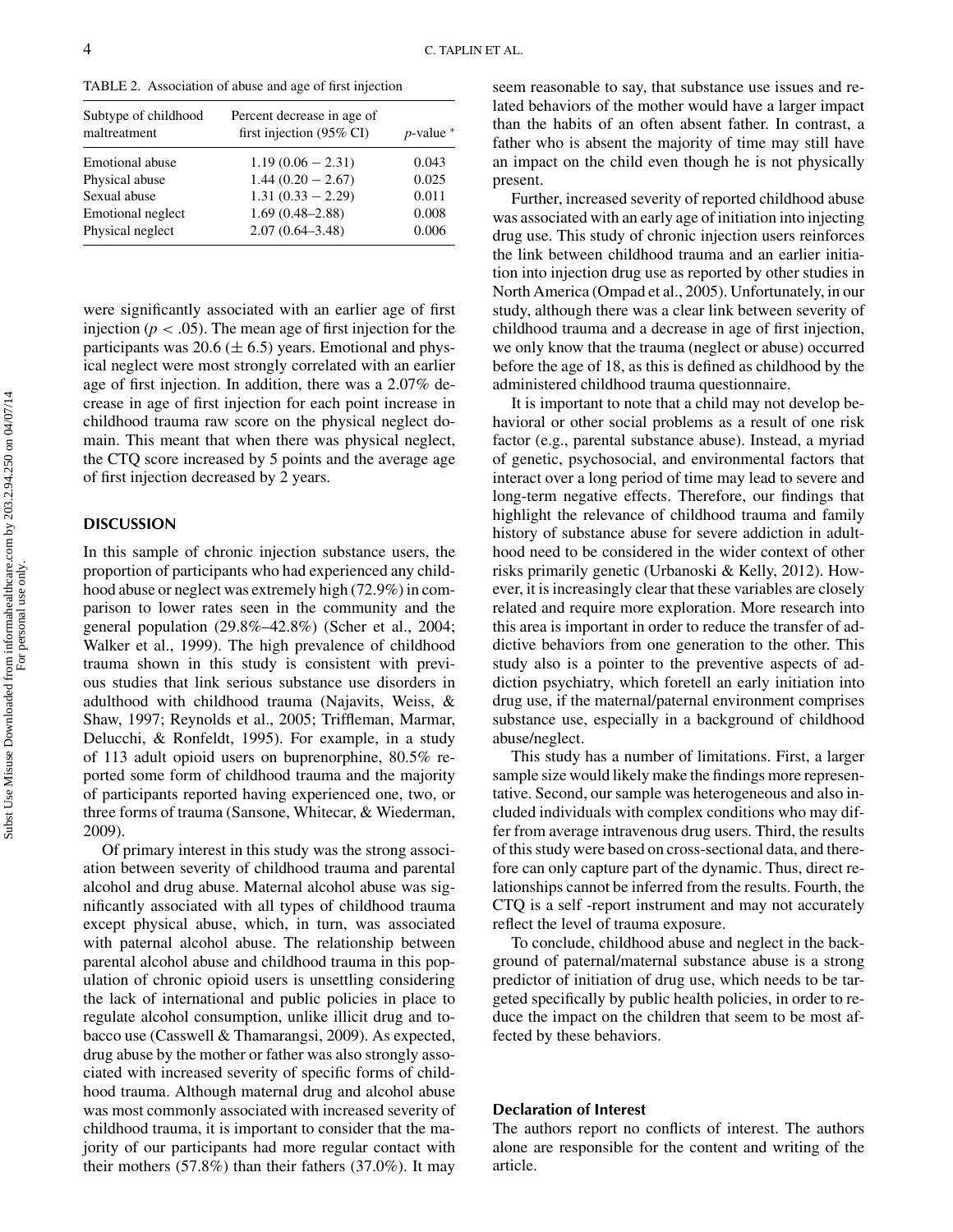TABLE 2. Association of abuse and age of first injection

| Subtype of childhood maltreatment | Percent decrease in age of first injection (95% CI) | $p$-value * |
| --- | --- | --- |
| Emotional abuse | 1.19 (0.06 − 2.31) | 0.043 |
| Physical abuse | 1.44 (0.20 − 2.67) | 0.025 |
| Sexual abuse | 1.31 (0.33 − 2.29) | 0.011 |
| Emotional neglect | 1.69 (0.48–2.88) | 0.008 |
| Physical neglect | 2.07 (0.64–3.48) | 0.006 |

were significantly associated with an earlier age of first injection ($p < .05$). The mean age of first injection for the participants was 20.6 ($\pm$ 6.5) years. Emotional and physical neglect were most strongly correlated with an earlier age of first injection. In addition, there was a 2.07% decrease in age of first injection for each point increase in childhood trauma raw score on the physical neglect domain. This meant that when there was physical neglect, the CTQ score increased by 5 points and the average age of first injection decreased by 2 years.

## DISCUSSION

In this sample of chronic injection substance users, the proportion of participants who had experienced any childhood abuse or neglect was extremely high (72.9%) in comparison to lower rates seen in the community and the general population (29.8%–42.8%) (Scher et al., 2004; Walker et al., 1999). The high prevalence of childhood trauma shown in this study is consistent with previous studies that link serious substance use disorders in adulthood with childhood trauma (Najavits, Weiss, & Shaw, 1997; Reynolds et al., 2005; Triffleman, Marmar, Delucchi, & Ronfeldt, 1995). For example, in a study of 113 adult opioid users on buprenorphine, 80.5% reported some form of childhood trauma and the majority of participants reported having experienced one, two, or three forms of trauma (Sansone, Whitecar, & Wiederman, 2009).

Of primary interest in this study was the strong association between severity of childhood trauma and parental alcohol and drug abuse. Maternal alcohol abuse was significantly associated with all types of childhood trauma except physical abuse, which, in turn, was associated with paternal alcohol abuse. The relationship between parental alcohol abuse and childhood trauma in this population of chronic opioid users is unsettling considering the lack of international and public policies in place to regulate alcohol consumption, unlike illicit drug and tobacco use (Casswell & Thamarangsi, 2009). As expected, drug abuse by the mother or father was also strongly associated with increased severity of specific forms of childhood trauma. Although maternal drug and alcohol abuse was most commonly associated with increased severity of childhood trauma, it is important to consider that the majority of our participants had more regular contact with their mothers (57.8%) than their fathers (37.0%). It may seem reasonable to say, that substance use issues and related behaviors of the mother would have a larger impact than the habits of an often absent father. In contrast, a father who is absent the majority of time may still have an impact on the child even though he is not physically present.

Further, increased severity of reported childhood abuse was associated with an early age of initiation into injecting drug use. This study of chronic injection users reinforces the link between childhood trauma and an earlier initiation into injection drug use as reported by other studies in North America (Ompad et al., 2005). Unfortunately, in our study, although there was a clear link between severity of childhood trauma and a decrease in age of first injection, we only know that the trauma (neglect or abuse) occurred before the age of 18, as this is defined as childhood by the administered childhood trauma questionnaire.

It is important to note that a child may not develop behavioral or other social problems as a result of one risk factor (e.g., parental substance abuse). Instead, a myriad of genetic, psychosocial, and environmental factors that interact over a long period of time may lead to severe and long-term negative effects. Therefore, our findings that highlight the relevance of childhood trauma and family history of substance abuse for severe addiction in adulthood need to be considered in the wider context of other risks primarily genetic (Urbanoski & Kelly, 2012). However, it is increasingly clear that these variables are closely related and require more exploration. More research into this area is important in order to reduce the transfer of addictive behaviors from one generation to the other. This study also is a pointer to the preventive aspects of addiction psychiatry, which foretell an early initiation into drug use, if the maternal/paternal environment comprises substance use, especially in a background of childhood abuse/neglect.

This study has a number of limitations. First, a larger sample size would likely make the findings more representative. Second, our sample was heterogeneous and also included individuals with complex conditions who may differ from average intravenous drug users. Third, the results of this study were based on cross-sectional data, and therefore can only capture part of the dynamic. Thus, direct relationships cannot be inferred from the results. Fourth, the CTQ is a self -report instrument and may not accurately reflect the level of trauma exposure.

To conclude, childhood abuse and neglect in the background of paternal/maternal substance abuse is a strong predictor of initiation of drug use, which needs to be targeted specifically by public health policies, in order to reduce the impact on the children that seem to be most affected by these behaviors.

### Declaration of Interest

The authors report no conflicts of interest. The authors alone are responsible for the content and writing of the article.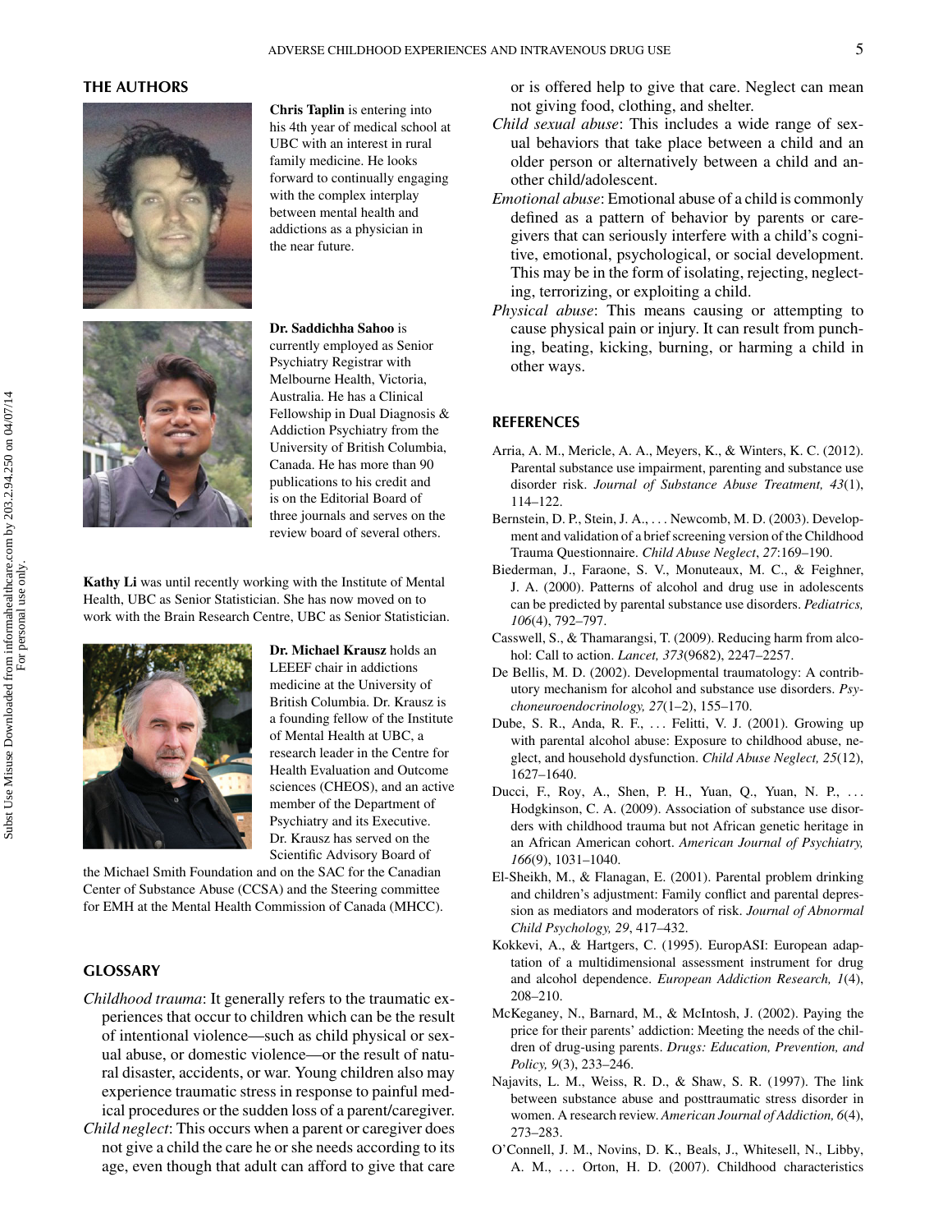## THE AUTHORS

**Chris Taplin** is entering into his 4th year of medical school at UBC with an interest in rural family medicine. He looks forward to continually engaging with the complex interplay between mental health and addictions as a physician in the near future.

**Dr. Saddichha Sahoo** is currently employed as Senior Psychiatry Registrar with Melbourne Health, Victoria, Australia. He has a Clinical Fellowship in Dual Diagnosis & Addiction Psychiatry from the University of British Columbia, Canada. He has more than 90 publications to his credit and is on the Editorial Board of three journals and serves on the review board of several others.

**Kathy Li** was until recently working with the Institute of Mental Health, UBC as Senior Statistician. She has now moved on to work with the Brain Research Centre, UBC as Senior Statistician.

**Dr. Michael Krausz** holds an LEEEF chair in addictions medicine at the University of British Columbia. Dr. Krausz is a founding fellow of the Institute of Mental Health at UBC, a research leader in the Centre for Health Evaluation and Outcome sciences (CHEOS), and an active member of the Department of Psychiatry and its Executive. Dr. Krausz has served on the Scientific Advisory Board of the Michael Smith Foundation and on the SAC for the Canadian Center of Substance Abuse (CCSA) and the Steering committee for EMH at the Mental Health Commission of Canada (MHCC).

## GLOSSARY

*Childhood trauma*: It generally refers to the traumatic experiences that occur to children which can be the result of intentional violence—such as child physical or sexual abuse, or domestic violence—or the result of natural disaster, accidents, or war. Young children also may experience traumatic stress in response to painful medical procedures or the sudden loss of a parent/caregiver.

*Child neglect*: This occurs when a parent or caregiver does not give a child the care he or she needs according to its age, even though that adult can afford to give that care or is offered help to give that care. Neglect can mean not giving food, clothing, and shelter.

*Child sexual abuse*: This includes a wide range of sexual behaviors that take place between a child and an older person or alternatively between a child and another child/adolescent.

*Emotional abuse*: Emotional abuse of a child is commonly defined as a pattern of behavior by parents or caregivers that can seriously interfere with a child's cognitive, emotional, psychological, or social development. This may be in the form of isolating, rejecting, neglecting, terrorizing, or exploiting a child.

*Physical abuse*: This means causing or attempting to cause physical pain or injury. It can result from punching, beating, kicking, burning, or harming a child in other ways.

## REFERENCES

Arria, A. M., Mericle, A. A., Meyers, K., & Winters, K. C. (2012). Parental substance use impairment, parenting and substance use disorder risk. *Journal of Substance Abuse Treatment, 43*(1), 114–122.

Bernstein, D. P., Stein, J. A., . . . Newcomb, M. D. (2003). Development and validation of a brief screening version of the Childhood Trauma Questionnaire. *Child Abuse Neglect*, *27*:169–190.

Biederman, J., Faraone, S. V., Monuteaux, M. C., & Feighner, J. A. (2000). Patterns of alcohol and drug use in adolescents can be predicted by parental substance use disorders. *Pediatrics, 106*(4), 792–797.

Casswell, S., & Thamarangsi, T. (2009). Reducing harm from alcohol: Call to action. *Lancet, 373*(9682), 2247–2257.

De Bellis, M. D. (2002). Developmental traumatology: A contributory mechanism for alcohol and substance use disorders. *Psychoneuroendocrinology, 27*(1–2), 155–170.

Dube, S. R., Anda, R. F., . . . Felitti, V. J. (2001). Growing up with parental alcohol abuse: Exposure to childhood abuse, neglect, and household dysfunction. *Child Abuse Neglect, 25*(12), 1627–1640.

Ducci, F., Roy, A., Shen, P. H., Yuan, Q., Yuan, N. P., . . . Hodgkinson, C. A. (2009). Association of substance use disorders with childhood trauma but not African genetic heritage in an African American cohort. *American Journal of Psychiatry, 166*(9), 1031–1040.

El-Sheikh, M., & Flanagan, E. (2001). Parental problem drinking and children's adjustment: Family conflict and parental depression as mediators and moderators of risk. *Journal of Abnormal Child Psychology, 29*, 417–432.

Kokkevi, A., & Hartgers, C. (1995). EuropASI: European adaptation of a multidimensional assessment instrument for drug and alcohol dependence. *European Addiction Research, 1*(4), 208–210.

McKeganey, N., Barnard, M., & McIntosh, J. (2002). Paying the price for their parents' addiction: Meeting the needs of the children of drug-using parents. *Drugs: Education, Prevention, and Policy, 9*(3), 233–246.

Najavits, L. M., Weiss, R. D., & Shaw, S. R. (1997). The link between substance abuse and posttraumatic stress disorder in women. A research review. *American Journal of Addiction, 6*(4), 273–283.

O'Connell, J. M., Novins, D. K., Beals, J., Whitesell, N., Libby, A. M., . . . Orton, H. D. (2007). Childhood characteristics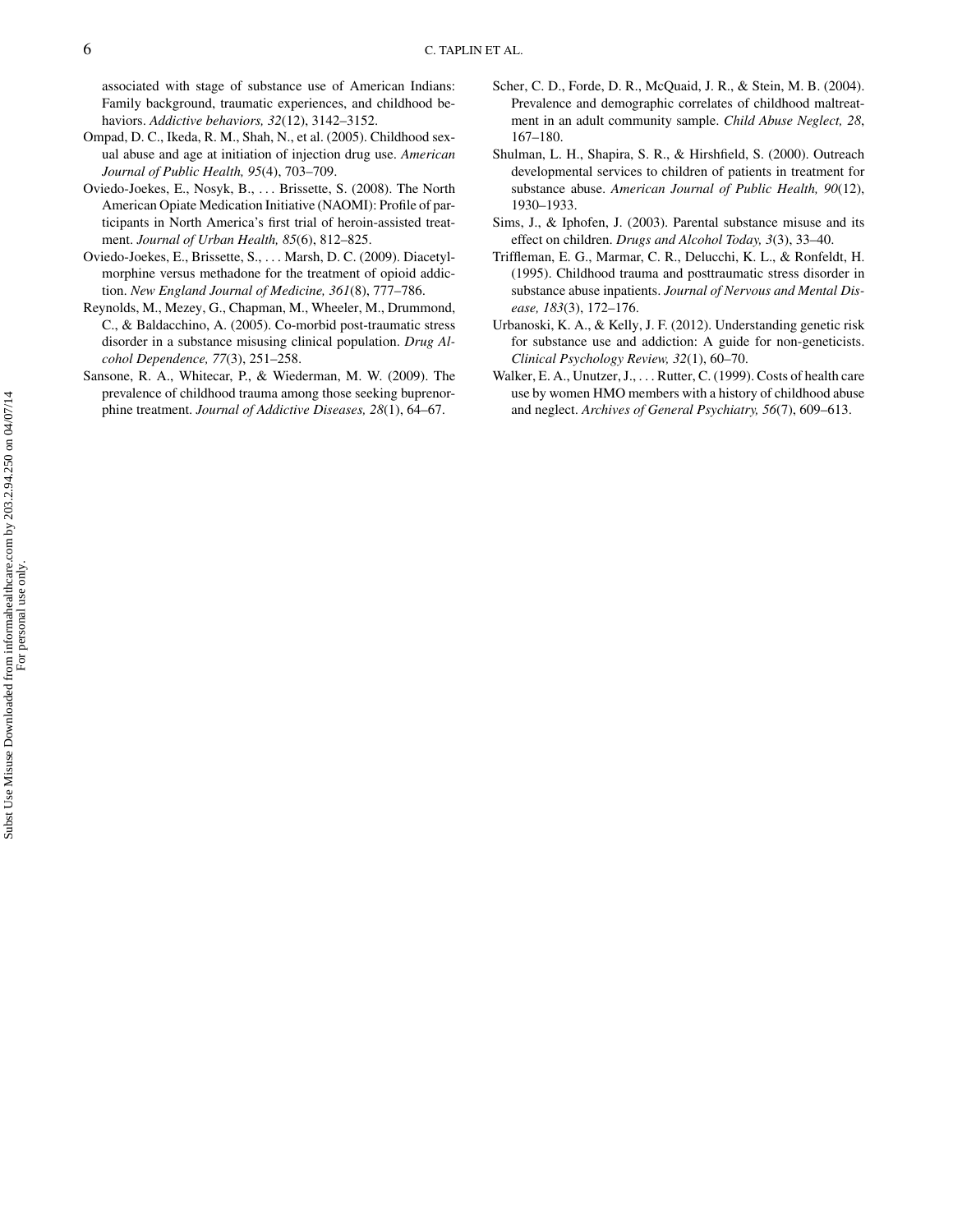associated with stage of substance use of American Indians: Family background, traumatic experiences, and childhood behaviors. *Addictive behaviors, 32*(12), 3142–3152.

Ompad, D. C., Ikeda, R. M., Shah, N., et al. (2005). Childhood sexual abuse and age at initiation of injection drug use. *American Journal of Public Health, 95*(4), 703–709.

Oviedo-Joekes, E., Nosyk, B., . . . Brissette, S. (2008). The North American Opiate Medication Initiative (NAOMI): Profile of participants in North America's first trial of heroin-assisted treatment. *Journal of Urban Health, 85*(6), 812–825.

Oviedo-Joekes, E., Brissette, S., . . . Marsh, D. C. (2009). Diacetylmorphine versus methadone for the treatment of opioid addiction. *New England Journal of Medicine, 361*(8), 777–786.

Reynolds, M., Mezey, G., Chapman, M., Wheeler, M., Drummond, C., & Baldacchino, A. (2005). Co-morbid post-traumatic stress disorder in a substance misusing clinical population. *Drug Alcohol Dependence, 77*(3), 251–258.

Sansone, R. A., Whitecar, P., & Wiederman, M. W. (2009). The prevalence of childhood trauma among those seeking buprenorphine treatment. *Journal of Addictive Diseases, 28*(1), 64–67.

Scher, C. D., Forde, D. R., McQuaid, J. R., & Stein, M. B. (2004). Prevalence and demographic correlates of childhood maltreatment in an adult community sample. *Child Abuse Neglect, 28*, 167–180.

Shulman, L. H., Shapira, S. R., & Hirshfield, S. (2000). Outreach developmental services to children of patients in treatment for substance abuse. *American Journal of Public Health, 90*(12), 1930–1933.

Sims, J., & Iphofen, J. (2003). Parental substance misuse and its effect on children. *Drugs and Alcohol Today, 3*(3), 33–40.

Triffleman, E. G., Marmar, C. R., Delucchi, K. L., & Ronfeldt, H. (1995). Childhood trauma and posttraumatic stress disorder in substance abuse inpatients. *Journal of Nervous and Mental Disease, 183*(3), 172–176.

Urbanoski, K. A., & Kelly, J. F. (2012). Understanding genetic risk for substance use and addiction: A guide for non-geneticists. *Clinical Psychology Review, 32*(1), 60–70.

Walker, E. A., Unutzer, J., . . . Rutter, C. (1999). Costs of health care use by women HMO members with a history of childhood abuse and neglect. *Archives of General Psychiatry, 56*(7), 609–613.